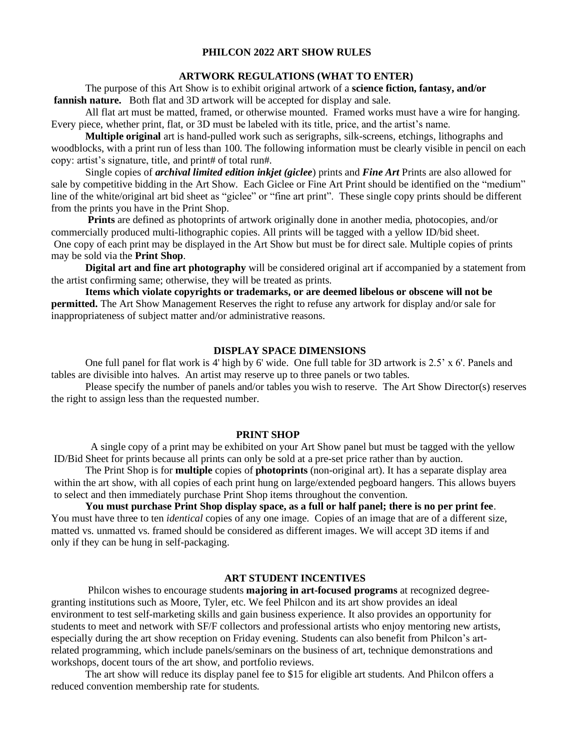# PHILCON 2022 ART SHOW RULES

## ARTWORK REGULATIONS (WHAT TO ENTER)

The purpose of this Art Show is to exhibit original artwork of a **science fiction, fantasy, and/or fannish nature.** Both flat and 3D artwork will be accepted for display and sale.

All flat art must be matted, framed, or otherwise mounted. Framed works must have a wire for hanging. Every piece, whether print, flat, or 3D must be labeled with its title, price, and the artist's name.

**Multiple original** art is hand-pulled work such as serigraphs, silk-screens, etchings, lithographs and woodblocks, with a print run of less than 100. The following information must be clearly visible in pencil on each copy: artist's signature, title, and print# of total run#.

Single copies of ***archival limited edition inkjet (giclee***) prints and ***Fine Art*** Prints are also allowed for sale by competitive bidding in the Art Show. Each Giclee or Fine Art Print should be identified on the "medium" line of the white/original art bid sheet as "giclee" or "fine art print". These single copy prints should be different from the prints you have in the Print Shop.

**Prints** are defined as photoprints of artwork originally done in another media, photocopies, and/or commercially produced multi-lithographic copies. All prints will be tagged with a yellow ID/bid sheet. One copy of each print may be displayed in the Art Show but must be for direct sale. Multiple copies of prints may be sold via the **Print Shop**.

**Digital art and fine art photography** will be considered original art if accompanied by a statement from the artist confirming same; otherwise, they will be treated as prints.

**Items which violate copyrights or trademarks, or are deemed libelous or obscene will not be permitted.** The Art Show Management Reserves the right to refuse any artwork for display and/or sale for inappropriateness of subject matter and/or administrative reasons.

## DISPLAY SPACE DIMENSIONS

One full panel for flat work is 4' high by 6' wide. One full table for 3D artwork is 2.5' x 6'. Panels and tables are divisible into halves. An artist may reserve up to three panels or two tables.

Please specify the number of panels and/or tables you wish to reserve. The Art Show Director(s) reserves the right to assign less than the requested number.

## PRINT SHOP

A single copy of a print may be exhibited on your Art Show panel but must be tagged with the yellow ID/Bid Sheet for prints because all prints can only be sold at a pre-set price rather than by auction.

The Print Shop is for **multiple** copies of **photoprints** (non-original art). It has a separate display area within the art show, with all copies of each print hung on large/extended pegboard hangers. This allows buyers to select and then immediately purchase Print Shop items throughout the convention.

**You must purchase Print Shop display space, as a full or half panel; there is no per print fee**. You must have three to ten *identical* copies of any one image. Copies of an image that are of a different size, matted vs. unmatted vs. framed should be considered as different images. We will accept 3D items if and only if they can be hung in self-packaging.

## ART STUDENT INCENTIVES

Philcon wishes to encourage students **majoring in art-focused programs** at recognized degree-granting institutions such as Moore, Tyler, etc. We feel Philcon and its art show provides an ideal environment to test self-marketing skills and gain business experience. It also provides an opportunity for students to meet and network with SF/F collectors and professional artists who enjoy mentoring new artists, especially during the art show reception on Friday evening. Students can also benefit from Philcon's art-related programming, which include panels/seminars on the business of art, technique demonstrations and workshops, docent tours of the art show, and portfolio reviews.

The art show will reduce its display panel fee to $15 for eligible art students. And Philcon offers a reduced convention membership rate for students.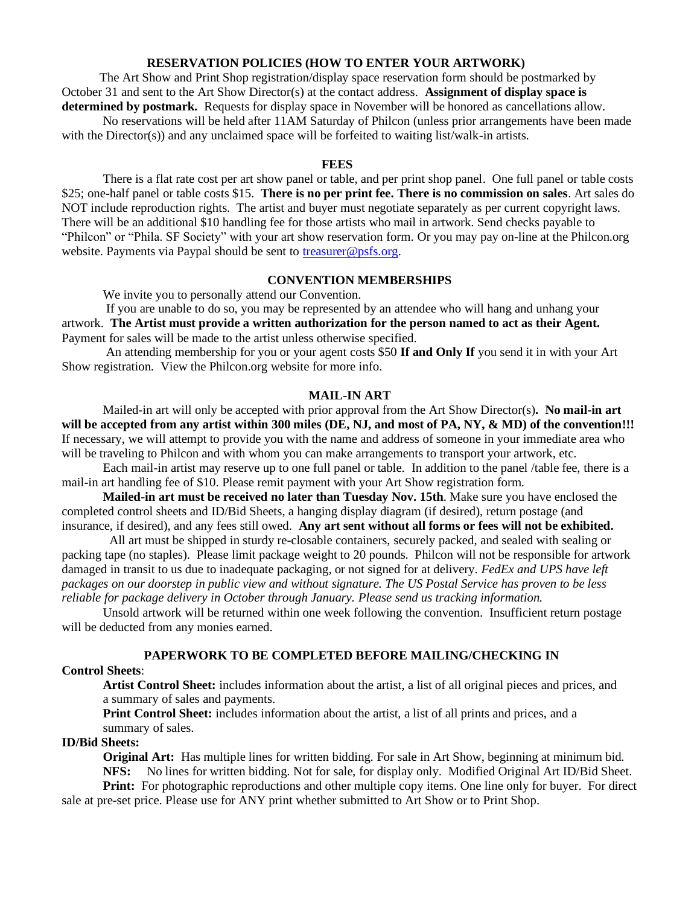## RESERVATION POLICIES (HOW TO ENTER YOUR ARTWORK)

The Art Show and Print Shop registration/display space reservation form should be postmarked by October 31 and sent to the Art Show Director(s) at the contact address. **Assignment of display space is determined by postmark.** Requests for display space in November will be honored as cancellations allow.

No reservations will be held after 11AM Saturday of Philcon (unless prior arrangements have been made with the Director(s)) and any unclaimed space will be forfeited to waiting list/walk-in artists.

## FEES

There is a flat rate cost per art show panel or table, and per print shop panel. One full panel or table costs $25; one-half panel or table costs $15. **There is no per print fee. There is no commission on sales**. Art sales do NOT include reproduction rights. The artist and buyer must negotiate separately as per current copyright laws. There will be an additional $10 handling fee for those artists who mail in artwork. Send checks payable to "Philcon" or "Phila. SF Society" with your art show reservation form. Or you may pay on-line at the Philcon.org website. Payments via Paypal should be sent to treasurer@psfs.org.

## CONVENTION MEMBERSHIPS

We invite you to personally attend our Convention.

If you are unable to do so, you may be represented by an attendee who will hang and unhang your artwork. **The Artist must provide a written authorization for the person named to act as their Agent.** Payment for sales will be made to the artist unless otherwise specified.

An attending membership for you or your agent costs $50 **If and Only If** you send it in with your Art Show registration. View the Philcon.org website for more info.

## MAIL-IN ART

Mailed-in art will only be accepted with prior approval from the Art Show Director(s)**. No mail-in art will be accepted from any artist within 300 miles (DE, NJ, and most of PA, NY, & MD) of the convention!!!** If necessary, we will attempt to provide you with the name and address of someone in your immediate area who will be traveling to Philcon and with whom you can make arrangements to transport your artwork, etc.

Each mail-in artist may reserve up to one full panel or table. In addition to the panel /table fee, there is a mail-in art handling fee of $10. Please remit payment with your Art Show registration form.

**Mailed-in art must be received no later than Tuesday Nov. 15th**. Make sure you have enclosed the completed control sheets and ID/Bid Sheets, a hanging display diagram (if desired), return postage (and insurance, if desired), and any fees still owed. **Any art sent without all forms or fees will not be exhibited.**

All art must be shipped in sturdy re-closable containers, securely packed, and sealed with sealing or packing tape (no staples). Please limit package weight to 20 pounds. Philcon will not be responsible for artwork damaged in transit to us due to inadequate packaging, or not signed for at delivery. *FedEx and UPS have left packages on our doorstep in public view and without signature. The US Postal Service has proven to be less reliable for package delivery in October through January. Please send us tracking information.*

Unsold artwork will be returned within one week following the convention. Insufficient return postage will be deducted from any monies earned.

## PAPERWORK TO BE COMPLETED BEFORE MAILING/CHECKING IN

**Control Sheets**:

**Artist Control Sheet:** includes information about the artist, a list of all original pieces and prices, and a summary of sales and payments.

**Print Control Sheet:** includes information about the artist, a list of all prints and prices, and a summary of sales.

**ID/Bid Sheets:**

**Original Art:** Has multiple lines for written bidding. For sale in Art Show, beginning at minimum bid.

**NFS:** No lines for written bidding. Not for sale, for display only. Modified Original Art ID/Bid Sheet.

**Print:** For photographic reproductions and other multiple copy items. One line only for buyer. For direct sale at pre-set price. Please use for ANY print whether submitted to Art Show or to Print Shop.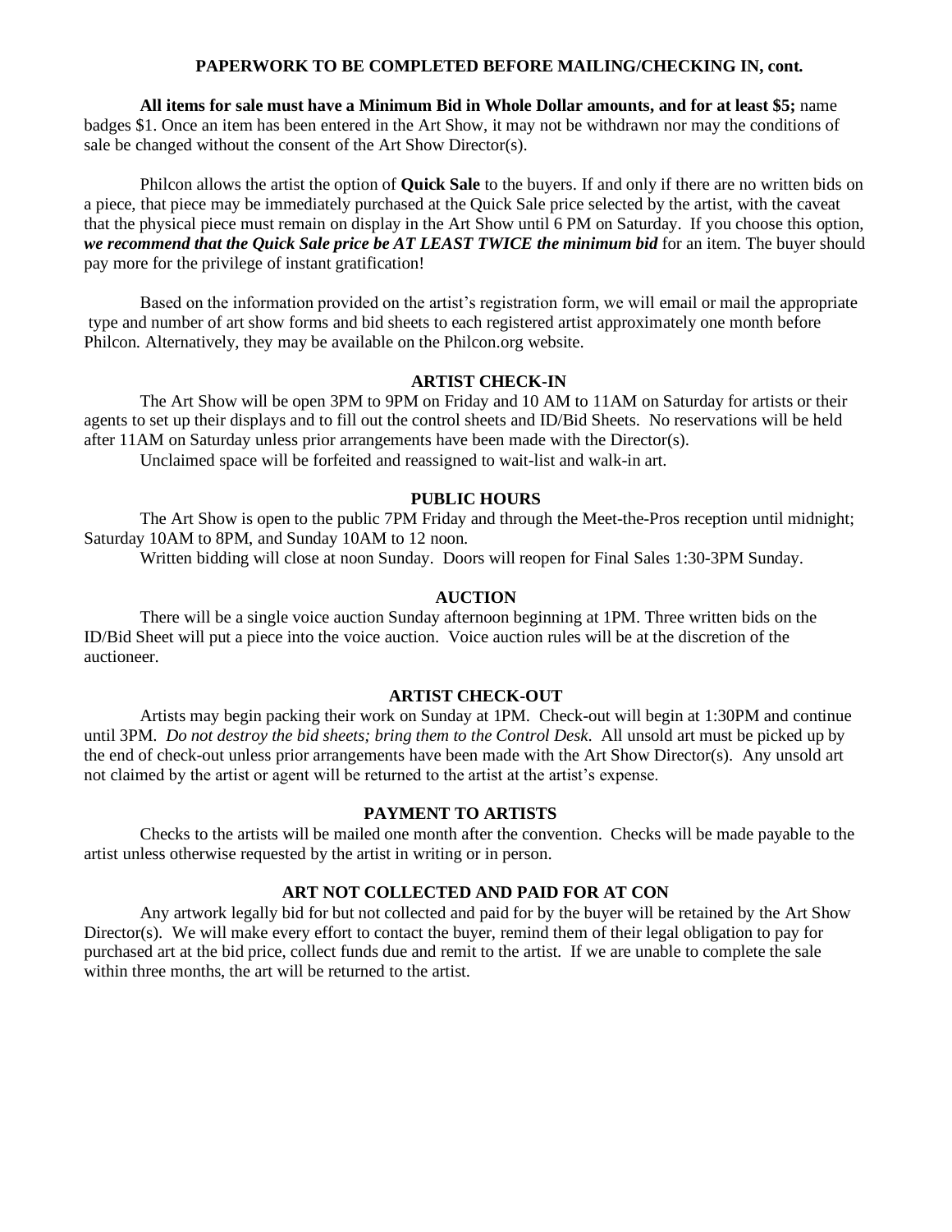## PAPERWORK TO BE COMPLETED BEFORE MAILING/CHECKING IN, cont.

**All items for sale must have a Minimum Bid in Whole Dollar amounts, and for at least $5;** name badges $1. Once an item has been entered in the Art Show, it may not be withdrawn nor may the conditions of sale be changed without the consent of the Art Show Director(s).

Philcon allows the artist the option of **Quick Sale** to the buyers. If and only if there are no written bids on a piece, that piece may be immediately purchased at the Quick Sale price selected by the artist, with the caveat that the physical piece must remain on display in the Art Show until 6 PM on Saturday. If you choose this option, ***we recommend that the Quick Sale price be AT LEAST TWICE the minimum bid*** for an item. The buyer should pay more for the privilege of instant gratification!

Based on the information provided on the artist's registration form, we will email or mail the appropriate type and number of art show forms and bid sheets to each registered artist approximately one month before Philcon. Alternatively, they may be available on the Philcon.org website.

## ARTIST CHECK-IN

The Art Show will be open 3PM to 9PM on Friday and 10 AM to 11AM on Saturday for artists or their agents to set up their displays and to fill out the control sheets and ID/Bid Sheets. No reservations will be held after 11AM on Saturday unless prior arrangements have been made with the Director(s).

Unclaimed space will be forfeited and reassigned to wait-list and walk-in art.

## PUBLIC HOURS

The Art Show is open to the public 7PM Friday and through the Meet-the-Pros reception until midnight; Saturday 10AM to 8PM, and Sunday 10AM to 12 noon.

Written bidding will close at noon Sunday. Doors will reopen for Final Sales 1:30-3PM Sunday.

## AUCTION

There will be a single voice auction Sunday afternoon beginning at 1PM. Three written bids on the ID/Bid Sheet will put a piece into the voice auction. Voice auction rules will be at the discretion of the auctioneer.

## ARTIST CHECK-OUT

Artists may begin packing their work on Sunday at 1PM. Check-out will begin at 1:30PM and continue until 3PM. *Do not destroy the bid sheets; bring them to the Control Desk.* All unsold art must be picked up by the end of check-out unless prior arrangements have been made with the Art Show Director(s). Any unsold art not claimed by the artist or agent will be returned to the artist at the artist's expense.

## PAYMENT TO ARTISTS

Checks to the artists will be mailed one month after the convention. Checks will be made payable to the artist unless otherwise requested by the artist in writing or in person.

## ART NOT COLLECTED AND PAID FOR AT CON

Any artwork legally bid for but not collected and paid for by the buyer will be retained by the Art Show Director(s). We will make every effort to contact the buyer, remind them of their legal obligation to pay for purchased art at the bid price, collect funds due and remit to the artist. If we are unable to complete the sale within three months, the art will be returned to the artist.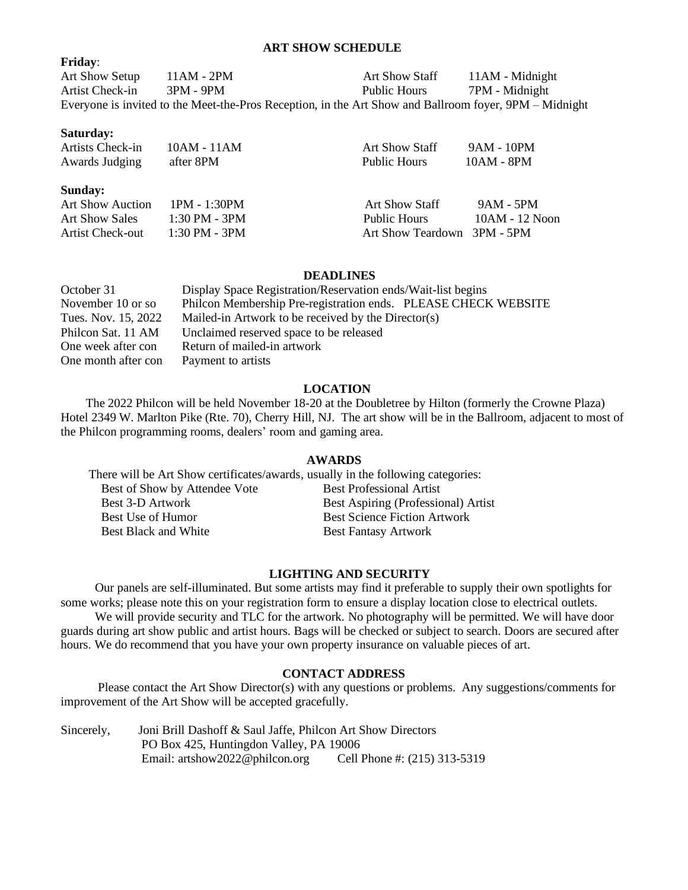## ART SHOW SCHEDULE

**Friday**:

| | | | |
|---|---|---|---|
| Art Show Setup | 11AM - 2PM | Art Show Staff | 11AM - Midnight |
| Artist Check-in | 3PM - 9PM | Public Hours | 7PM - Midnight |

Everyone is invited to the Meet-the-Pros Reception, in the Art Show and Ballroom foyer, 9PM – Midnight

**Saturday:**

| | | | |
|---|---|---|---|
| Artists Check-in | 10AM - 11AM | Art Show Staff | 9AM - 10PM |
| Awards Judging | after 8PM | Public Hours | 10AM - 8PM |

**Sunday:**

| | | | |
|---|---|---|---|
| Art Show Auction | 1PM - 1:30PM | Art Show Staff | 9AM - 5PM |
| Art Show Sales | 1:30 PM - 3PM | Public Hours | 10AM - 12 Noon |
| Artist Check-out | 1:30 PM - 3PM | Art Show Teardown | 3PM - 5PM |

## DEADLINES

| | |
|---|---|
| October 31 | Display Space Registration/Reservation ends/Wait-list begins |
| November 10 or so | Philcon Membership Pre-registration ends. PLEASE CHECK WEBSITE |
| Tues. Nov. 15, 2022 | Mailed-in Artwork to be received by the Director(s) |
| Philcon Sat. 11 AM | Unclaimed reserved space to be released |
| One week after con | Return of mailed-in artwork |
| One month after con | Payment to artists |

## LOCATION

The 2022 Philcon will be held November 18-20 at the Doubletree by Hilton (formerly the Crowne Plaza) Hotel 2349 W. Marlton Pike (Rte. 70), Cherry Hill, NJ. The art show will be in the Ballroom, adjacent to most of the Philcon programming rooms, dealers' room and gaming area.

## AWARDS

There will be Art Show certificates/awards, usually in the following categories:

- Best of Show by Attendee Vote
- Best 3-D Artwork
- Best Use of Humor
- Best Black and White
- Best Professional Artist
- Best Aspiring (Professional) Artist
- Best Science Fiction Artwork
- Best Fantasy Artwork

## LIGHTING AND SECURITY

Our panels are self-illuminated. But some artists may find it preferable to supply their own spotlights for some works; please note this on your registration form to ensure a display location close to electrical outlets.

We will provide security and TLC for the artwork. No photography will be permitted. We will have door guards during art show public and artist hours. Bags will be checked or subject to search. Doors are secured after hours. We do recommend that you have your own property insurance on valuable pieces of art.

## CONTACT ADDRESS

Please contact the Art Show Director(s) with any questions or problems. Any suggestions/comments for improvement of the Art Show will be accepted gracefully.

Sincerely,

Joni Brill Dashoff & Saul Jaffe, Philcon Art Show Directors
PO Box 425, Huntingdon Valley, PA 19006
Email: artshow2022@philcon.org Cell Phone #: (215) 313-5319